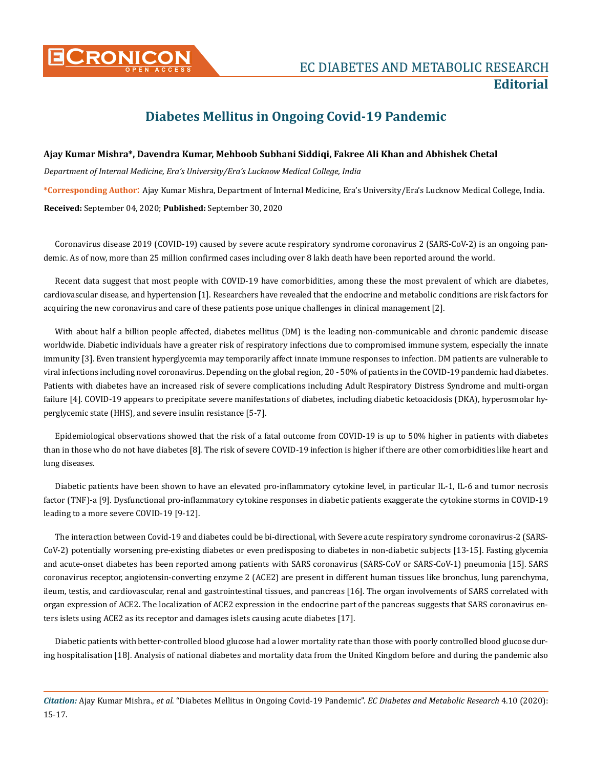Editorial

# Diabetes Mellitus in Ongoing Covid-19 Pandemic

**Ajay Kumar Mishra\*, Davendra Kumar, Mehboob Subhani Siddiqi, Fakree Ali Khan and Abhishek Chetal**

*Department of Internal Medicine, Era's University/Era's Lucknow Medical College, India*

**\*Corresponding Author:** Ajay Kumar Mishra, Department of Internal Medicine, Era's University/Era's Lucknow Medical College, India.

**Received:** September 04, 2020; **Published:** September 30, 2020

Coronavirus disease 2019 (COVID-19) caused by severe acute respiratory syndrome coronavirus 2 (SARS-CoV-2) is an ongoing pandemic. As of now, more than 25 million confirmed cases including over 8 lakh death have been reported around the world.

Recent data suggest that most people with COVID-19 have comorbidities, among these the most prevalent of which are diabetes, cardiovascular disease, and hypertension [1]. Researchers have revealed that the endocrine and metabolic conditions are risk factors for acquiring the new coronavirus and care of these patients pose unique challenges in clinical management [2].

With about half a billion people affected, diabetes mellitus (DM) is the leading non-communicable and chronic pandemic disease worldwide. Diabetic individuals have a greater risk of respiratory infections due to compromised immune system, especially the innate immunity [3]. Even transient hyperglycemia may temporarily affect innate immune responses to infection. DM patients are vulnerable to viral infections including novel coronavirus. Depending on the global region, 20 - 50% of patients in the COVID-19 pandemic had diabetes. Patients with diabetes have an increased risk of severe complications including Adult Respiratory Distress Syndrome and multi-organ failure [4]. COVID-19 appears to precipitate severe manifestations of diabetes, including diabetic ketoacidosis (DKA), hyperosmolar hyperglycemic state (HHS), and severe insulin resistance [5-7].

Epidemiological observations showed that the risk of a fatal outcome from COVID-19 is up to 50% higher in patients with diabetes than in those who do not have diabetes [8]. The risk of severe COVID-19 infection is higher if there are other comorbidities like heart and lung diseases.

Diabetic patients have been shown to have an elevated pro-inflammatory cytokine level, in particular IL-1, IL-6 and tumor necrosis factor (TNF)-a [9]. Dysfunctional pro-inflammatory cytokine responses in diabetic patients exaggerate the cytokine storms in COVID-19 leading to a more severe COVID-19 [9-12].

The interaction between Covid-19 and diabetes could be bi-directional, with Severe acute respiratory syndrome coronavirus-2 (SARS-CoV-2) potentially worsening pre-existing diabetes or even predisposing to diabetes in non-diabetic subjects [13-15]. Fasting glycemia and acute-onset diabetes has been reported among patients with SARS coronavirus (SARS-CoV or SARS-CoV-1) pneumonia [15]. SARS coronavirus receptor, angiotensin-converting enzyme 2 (ACE2) are present in different human tissues like bronchus, lung parenchyma, ileum, testis, and cardiovascular, renal and gastrointestinal tissues, and pancreas [16]. The organ involvements of SARS correlated with organ expression of ACE2. The localization of ACE2 expression in the endocrine part of the pancreas suggests that SARS coronavirus enters islets using ACE2 as its receptor and damages islets causing acute diabetes [17].

Diabetic patients with better-controlled blood glucose had a lower mortality rate than those with poorly controlled blood glucose during hospitalisation [18]. Analysis of national diabetes and mortality data from the United Kingdom before and during the pandemic also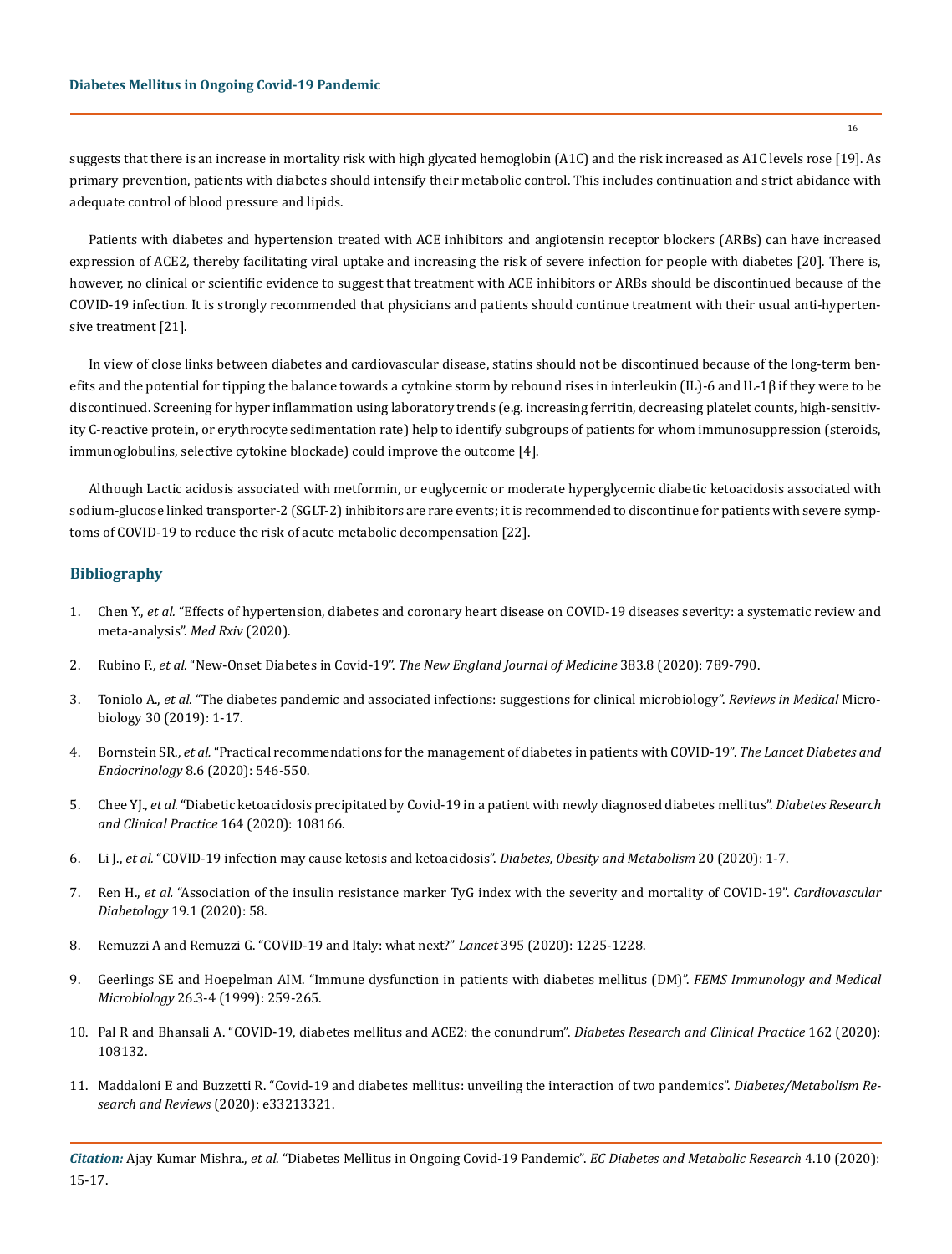suggests that there is an increase in mortality risk with high glycated hemoglobin (A1C) and the risk increased as A1C levels rose [19]. As primary prevention, patients with diabetes should intensify their metabolic control. This includes continuation and strict abidance with adequate control of blood pressure and lipids.

Patients with diabetes and hypertension treated with ACE inhibitors and angiotensin receptor blockers (ARBs) can have increased expression of ACE2, thereby facilitating viral uptake and increasing the risk of severe infection for people with diabetes [20]. There is, however, no clinical or scientific evidence to suggest that treatment with ACE inhibitors or ARBs should be discontinued because of the COVID-19 infection. It is strongly recommended that physicians and patients should continue treatment with their usual anti-hypertensive treatment [21].

In view of close links between diabetes and cardiovascular disease, statins should not be discontinued because of the long-term benefits and the potential for tipping the balance towards a cytokine storm by rebound rises in interleukin (IL)-6 and IL-1β if they were to be discontinued. Screening for hyper inflammation using laboratory trends (e.g. increasing ferritin, decreasing platelet counts, high-sensitivity C-reactive protein, or erythrocyte sedimentation rate) help to identify subgroups of patients for whom immunosuppression (steroids, immunoglobulins, selective cytokine blockade) could improve the outcome [4].

Although Lactic acidosis associated with metformin, or euglycemic or moderate hyperglycemic diabetic ketoacidosis associated with sodium-glucose linked transporter-2 (SGLT-2) inhibitors are rare events; it is recommended to discontinue for patients with severe symptoms of COVID-19 to reduce the risk of acute metabolic decompensation [22].

## Bibliography

1. Chen Y., *et al.* "Effects of hypertension, diabetes and coronary heart disease on COVID-19 diseases severity: a systematic review and meta-analysis". *Med Rxiv* (2020).
2. Rubino F., *et al.* "New-Onset Diabetes in Covid-19". *The New England Journal of Medicine* 383.8 (2020): 789-790.
3. Toniolo A., *et al.* "The diabetes pandemic and associated infections: suggestions for clinical microbiology". *Reviews in Medical* Microbiology 30 (2019): 1-17.
4. Bornstein SR., *et al.* "Practical recommendations for the management of diabetes in patients with COVID-19". *The Lancet Diabetes and Endocrinology* 8.6 (2020): 546-550.
5. Chee YJ., *et al.* "Diabetic ketoacidosis precipitated by Covid-19 in a patient with newly diagnosed diabetes mellitus". *Diabetes Research and Clinical Practice* 164 (2020): 108166.
6. Li J., *et al.* "COVID-19 infection may cause ketosis and ketoacidosis". *Diabetes, Obesity and Metabolism* 20 (2020): 1-7.
7. Ren H., *et al.* "Association of the insulin resistance marker TyG index with the severity and mortality of COVID-19". *Cardiovascular Diabetology* 19.1 (2020): 58.
8. Remuzzi A and Remuzzi G. "COVID-19 and Italy: what next?" *Lancet* 395 (2020): 1225-1228.
9. Geerlings SE and Hoepelman AIM. "Immune dysfunction in patients with diabetes mellitus (DM)". *FEMS Immunology and Medical Microbiology* 26.3-4 (1999): 259-265.
10. Pal R and Bhansali A. "COVID-19, diabetes mellitus and ACE2: the conundrum". *Diabetes Research and Clinical Practice* 162 (2020): 108132.
11. Maddaloni E and Buzzetti R. "Covid-19 and diabetes mellitus: unveiling the interaction of two pandemics". *Diabetes/Metabolism Research and Reviews* (2020): e33213321.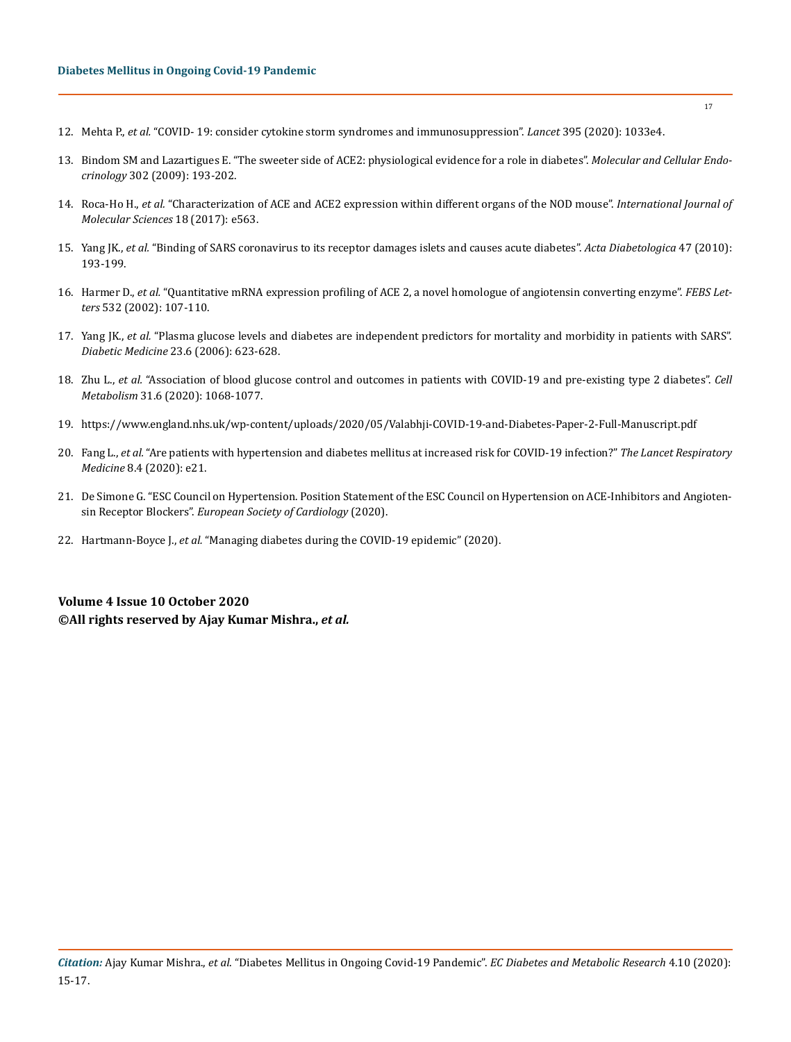12. Mehta P., *et al.* "COVID- 19: consider cytokine storm syndromes and immunosuppression". *Lancet* 395 (2020): 1033e4.

13. Bindom SM and Lazartigues E. "The sweeter side of ACE2: physiological evidence for a role in diabetes". *Molecular and Cellular Endocrinology* 302 (2009): 193-202.

14. Roca-Ho H., *et al.* "Characterization of ACE and ACE2 expression within different organs of the NOD mouse". *International Journal of Molecular Sciences* 18 (2017): e563.

15. Yang JK., *et al.* "Binding of SARS coronavirus to its receptor damages islets and causes acute diabetes". *Acta Diabetologica* 47 (2010): 193-199.

16. Harmer D., *et al.* "Quantitative mRNA expression profiling of ACE 2, a novel homologue of angiotensin converting enzyme". *FEBS Letters* 532 (2002): 107-110.

17. Yang JK., *et al.* "Plasma glucose levels and diabetes are independent predictors for mortality and morbidity in patients with SARS". *Diabetic Medicine* 23.6 (2006): 623-628.

18. Zhu L., *et al.* "Association of blood glucose control and outcomes in patients with COVID-19 and pre-existing type 2 diabetes". *Cell Metabolism* 31.6 (2020): 1068-1077.

19. https://www.england.nhs.uk/wp-content/uploads/2020/05/Valabhji-COVID-19-and-Diabetes-Paper-2-Full-Manuscript.pdf

20. Fang L., *et al.* "Are patients with hypertension and diabetes mellitus at increased risk for COVID-19 infection?" *The Lancet Respiratory Medicine* 8.4 (2020): e21.

21. De Simone G. "ESC Council on Hypertension. Position Statement of the ESC Council on Hypertension on ACE-Inhibitors and Angiotensin Receptor Blockers". *European Society of Cardiology* (2020).

22. Hartmann-Boyce J., *et al.* "Managing diabetes during the COVID-19 epidemic" (2020).

**Volume 4 Issue 10 October 2020**
**©All rights reserved by Ajay Kumar Mishra., *et al.***